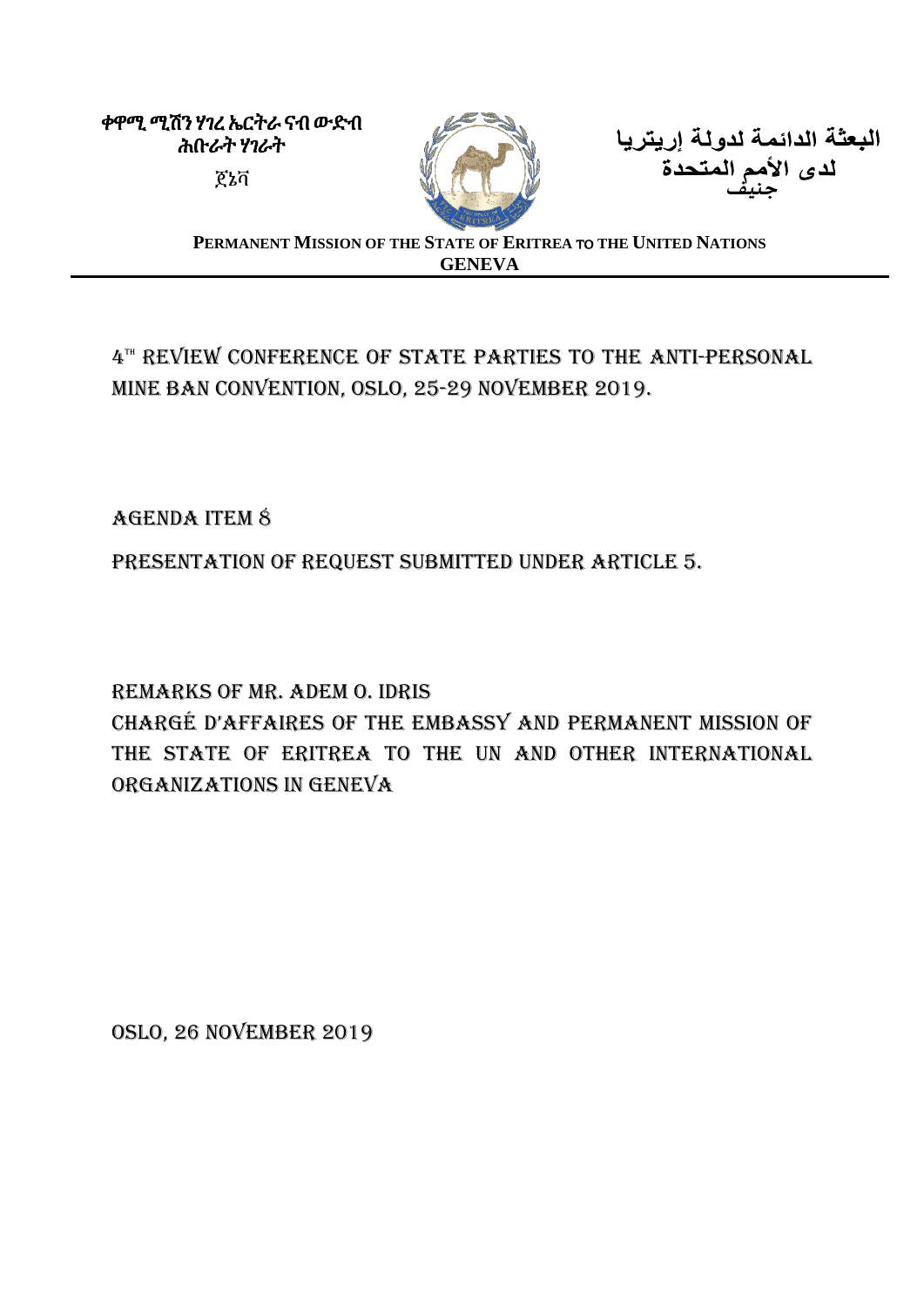ቀዋሚ ሚሽን ሃገረ ኤርትራ ናብ ውድብ ሕቡራት ሃገራት
ጀኔቫ

البعثة الدائمة لدولة إريتريا
لدى الأمم المتحدة
جنيف

**PERMANENT MISSION OF THE STATE OF ERITREA TO THE UNITED NATIONS**
**GENEVA**

# 4[th] Review Conference of State Parties to the Anti-Personal Mine Ban Convention, Oslo, 25-29 November 2019.

## Agenda Item 8

## Presentation of Request Submitted Under Article 5.

## Remarks of Mr. Adem O. Idris
## Chargé d'Affaires of the Embassy and Permanent Mission of the State of Eritrea to the UN and Other International Organizations in Geneva

Oslo, 26 November 2019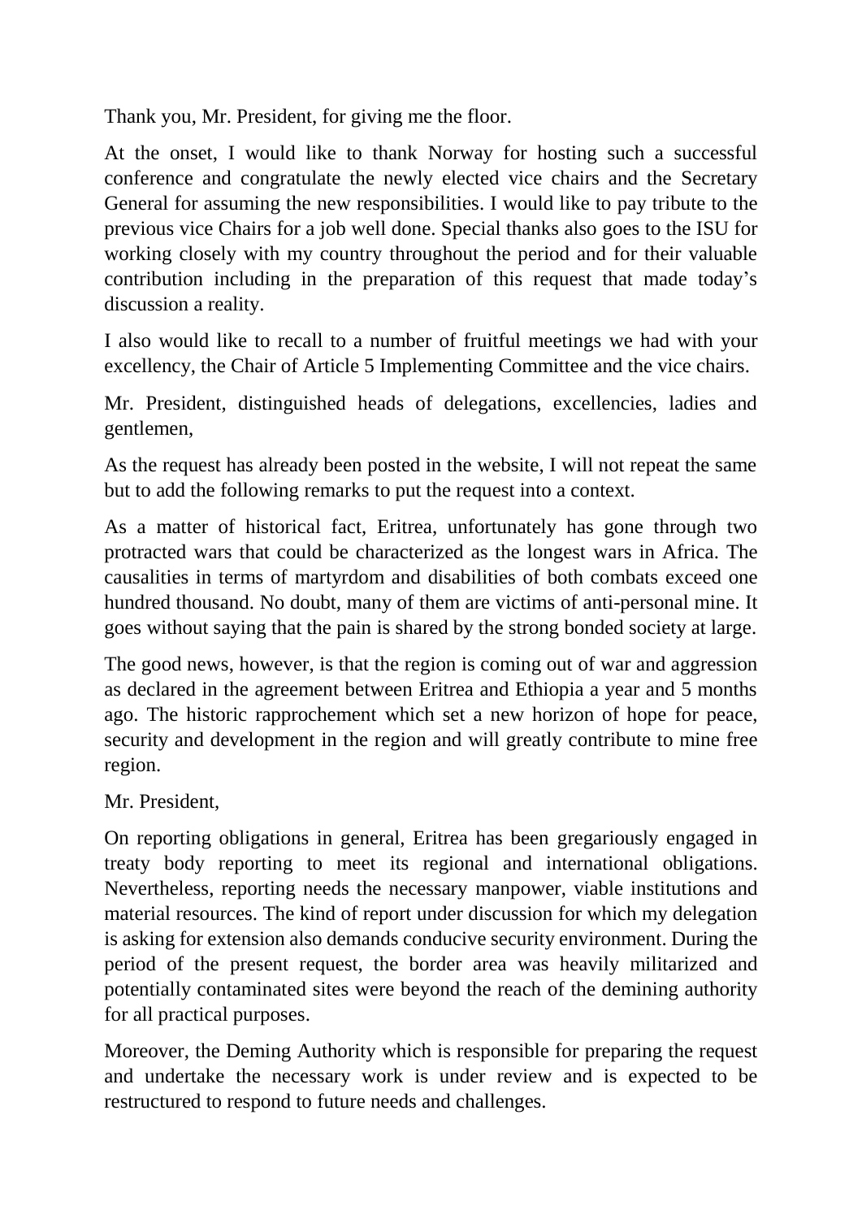Thank you, Mr. President, for giving me the floor.

At the onset, I would like to thank Norway for hosting such a successful conference and congratulate the newly elected vice chairs and the Secretary General for assuming the new responsibilities. I would like to pay tribute to the previous vice Chairs for a job well done. Special thanks also goes to the ISU for working closely with my country throughout the period and for their valuable contribution including in the preparation of this request that made today's discussion a reality.

I also would like to recall to a number of fruitful meetings we had with your excellency, the Chair of Article 5 Implementing Committee and the vice chairs.

Mr. President, distinguished heads of delegations, excellencies, ladies and gentlemen,

As the request has already been posted in the website, I will not repeat the same but to add the following remarks to put the request into a context.

As a matter of historical fact, Eritrea, unfortunately has gone through two protracted wars that could be characterized as the longest wars in Africa. The causalities in terms of martyrdom and disabilities of both combats exceed one hundred thousand. No doubt, many of them are victims of anti-personal mine. It goes without saying that the pain is shared by the strong bonded society at large.

The good news, however, is that the region is coming out of war and aggression as declared in the agreement between Eritrea and Ethiopia a year and 5 months ago. The historic rapprochement which set a new horizon of hope for peace, security and development in the region and will greatly contribute to mine free region.

Mr. President,

On reporting obligations in general, Eritrea has been gregariously engaged in treaty body reporting to meet its regional and international obligations. Nevertheless, reporting needs the necessary manpower, viable institutions and material resources. The kind of report under discussion for which my delegation is asking for extension also demands conducive security environment. During the period of the present request, the border area was heavily militarized and potentially contaminated sites were beyond the reach of the demining authority for all practical purposes.

Moreover, the Deming Authority which is responsible for preparing the request and undertake the necessary work is under review and is expected to be restructured to respond to future needs and challenges.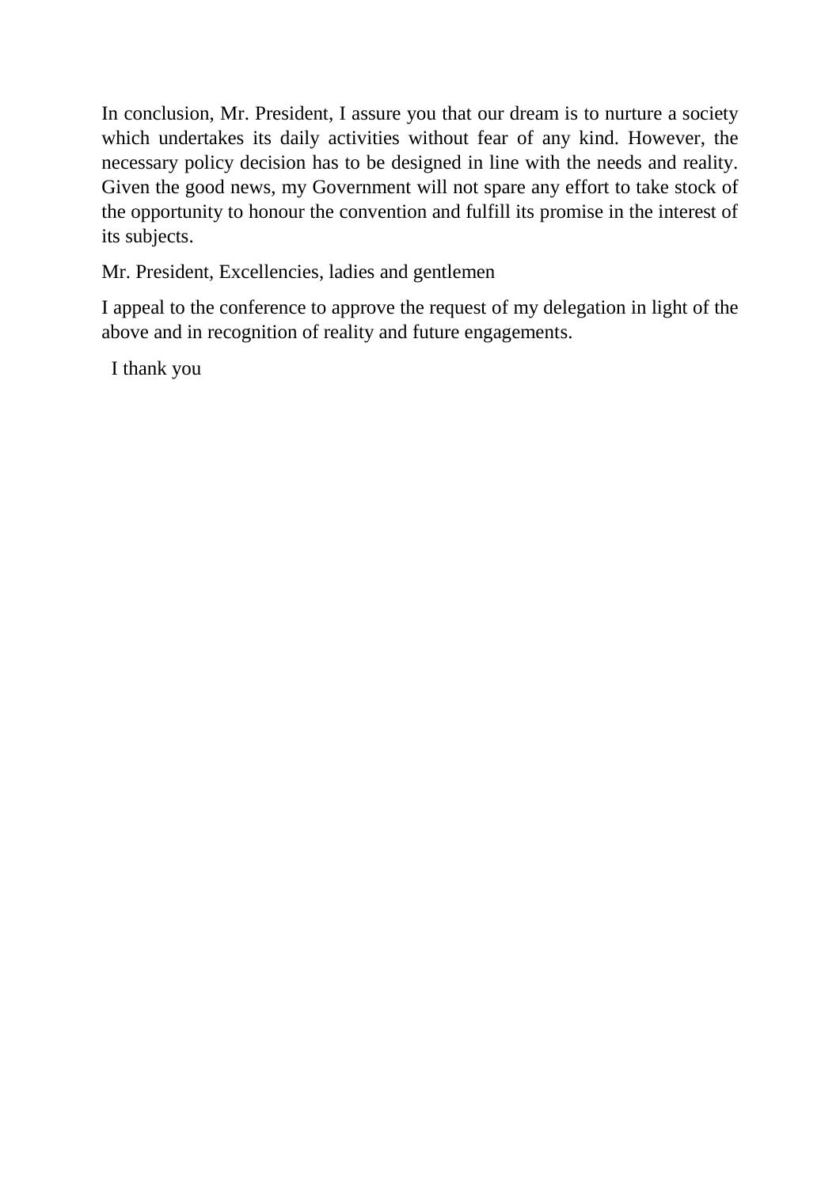In conclusion, Mr. President, I assure you that our dream is to nurture a society which undertakes its daily activities without fear of any kind. However, the necessary policy decision has to be designed in line with the needs and reality. Given the good news, my Government will not spare any effort to take stock of the opportunity to honour the convention and fulfill its promise in the interest of its subjects.

Mr. President, Excellencies, ladies and gentlemen

I appeal to the conference to approve the request of my delegation in light of the above and in recognition of reality and future engagements.

I thank you